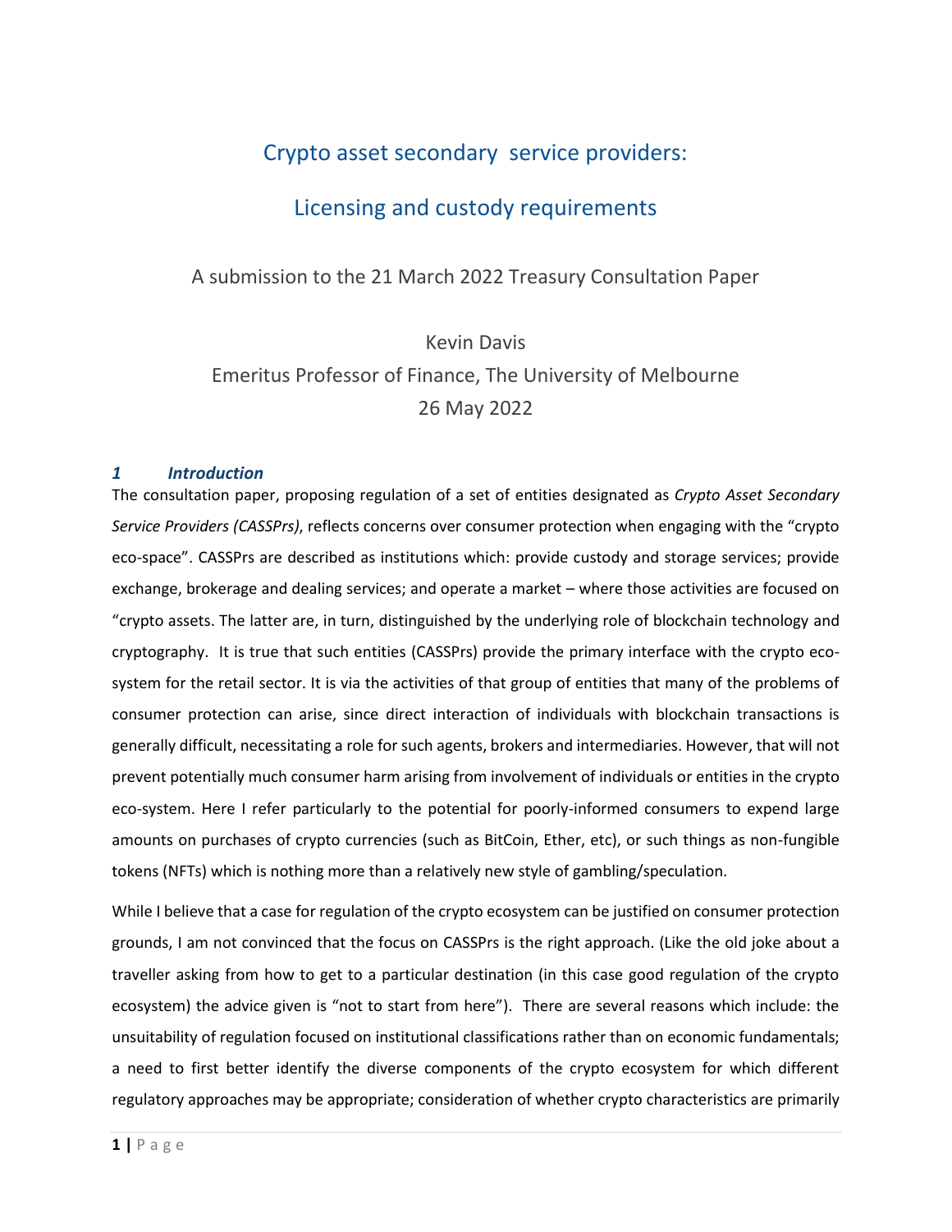# Crypto asset secondary service providers:

# Licensing and custody requirements

A submission to the 21 March 2022 Treasury Consultation Paper

Kevin Davis

Emeritus Professor of Finance, The University of Melbourne

26 May 2022

## *1 Introduction*

The consultation paper, proposing regulation of a set of entities designated as *Crypto Asset Secondary Service Providers (CASSPrs)*, reflects concerns over consumer protection when engaging with the "crypto eco-space". CASSPrs are described as institutions which: provide custody and storage services; provide exchange, brokerage and dealing services; and operate a market – where those activities are focused on "crypto assets. The latter are, in turn, distinguished by the underlying role of blockchain technology and cryptography. It is true that such entities (CASSPrs) provide the primary interface with the crypto eco-system for the retail sector. It is via the activities of that group of entities that many of the problems of consumer protection can arise, since direct interaction of individuals with blockchain transactions is generally difficult, necessitating a role for such agents, brokers and intermediaries. However, that will not prevent potentially much consumer harm arising from involvement of individuals or entities in the crypto eco-system. Here I refer particularly to the potential for poorly-informed consumers to expend large amounts on purchases of crypto currencies (such as BitCoin, Ether, etc), or such things as non-fungible tokens (NFTs) which is nothing more than a relatively new style of gambling/speculation.

While I believe that a case for regulation of the crypto ecosystem can be justified on consumer protection grounds, I am not convinced that the focus on CASSPrs is the right approach. (Like the old joke about a traveller asking from how to get to a particular destination (in this case good regulation of the crypto ecosystem) the advice given is "not to start from here"). There are several reasons which include: the unsuitability of regulation focused on institutional classifications rather than on economic fundamentals; a need to first better identify the diverse components of the crypto ecosystem for which different regulatory approaches may be appropriate; consideration of whether crypto characteristics are primarily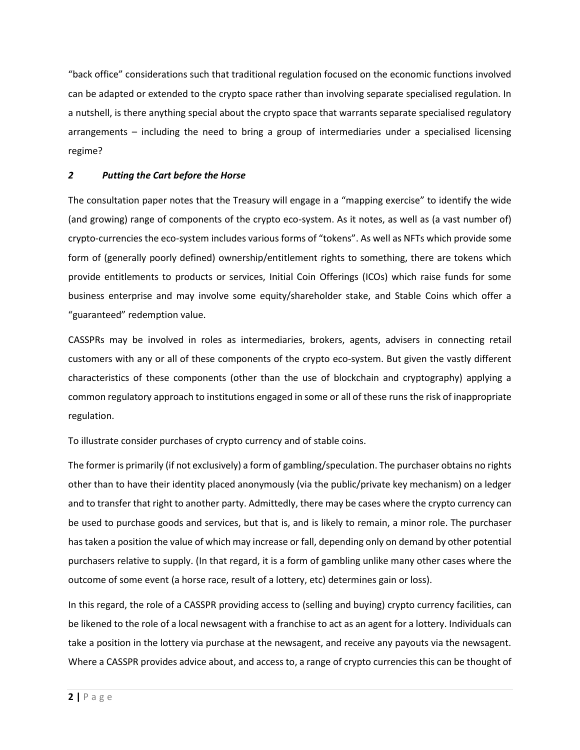"back office" considerations such that traditional regulation focused on the economic functions involved can be adapted or extended to the crypto space rather than involving separate specialised regulation. In a nutshell, is there anything special about the crypto space that warrants separate specialised regulatory arrangements – including the need to bring a group of intermediaries under a specialised licensing regime?

## *2 Putting the Cart before the Horse*

The consultation paper notes that the Treasury will engage in a "mapping exercise" to identify the wide (and growing) range of components of the crypto eco-system. As it notes, as well as (a vast number of) crypto-currencies the eco-system includes various forms of "tokens". As well as NFTs which provide some form of (generally poorly defined) ownership/entitlement rights to something, there are tokens which provide entitlements to products or services, Initial Coin Offerings (ICOs) which raise funds for some business enterprise and may involve some equity/shareholder stake, and Stable Coins which offer a "guaranteed" redemption value.

CASSPRs may be involved in roles as intermediaries, brokers, agents, advisers in connecting retail customers with any or all of these components of the crypto eco-system. But given the vastly different characteristics of these components (other than the use of blockchain and cryptography) applying a common regulatory approach to institutions engaged in some or all of these runs the risk of inappropriate regulation.

To illustrate consider purchases of crypto currency and of stable coins.

The former is primarily (if not exclusively) a form of gambling/speculation. The purchaser obtains no rights other than to have their identity placed anonymously (via the public/private key mechanism) on a ledger and to transfer that right to another party. Admittedly, there may be cases where the crypto currency can be used to purchase goods and services, but that is, and is likely to remain, a minor role. The purchaser has taken a position the value of which may increase or fall, depending only on demand by other potential purchasers relative to supply. (In that regard, it is a form of gambling unlike many other cases where the outcome of some event (a horse race, result of a lottery, etc) determines gain or loss).

In this regard, the role of a CASSPR providing access to (selling and buying) crypto currency facilities, can be likened to the role of a local newsagent with a franchise to act as an agent for a lottery. Individuals can take a position in the lottery via purchase at the newsagent, and receive any payouts via the newsagent. Where a CASSPR provides advice about, and access to, a range of crypto currencies this can be thought of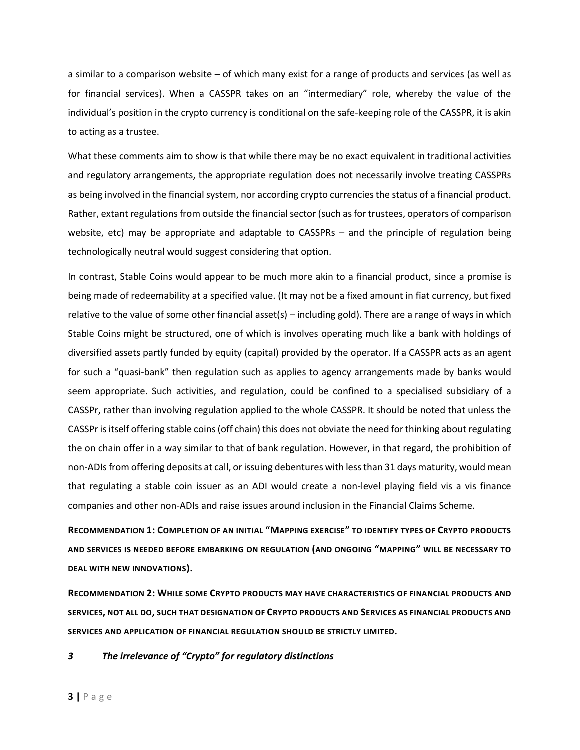a similar to a comparison website – of which many exist for a range of products and services (as well as for financial services). When a CASSPR takes on an "intermediary" role, whereby the value of the individual's position in the crypto currency is conditional on the safe-keeping role of the CASSPR, it is akin to acting as a trustee.

What these comments aim to show is that while there may be no exact equivalent in traditional activities and regulatory arrangements, the appropriate regulation does not necessarily involve treating CASSPRs as being involved in the financial system, nor according crypto currencies the status of a financial product. Rather, extant regulations from outside the financial sector (such as for trustees, operators of comparison website, etc) may be appropriate and adaptable to CASSPRs – and the principle of regulation being technologically neutral would suggest considering that option.

In contrast, Stable Coins would appear to be much more akin to a financial product, since a promise is being made of redeemability at a specified value. (It may not be a fixed amount in fiat currency, but fixed relative to the value of some other financial asset(s) – including gold). There are a range of ways in which Stable Coins might be structured, one of which is involves operating much like a bank with holdings of diversified assets partly funded by equity (capital) provided by the operator. If a CASSPR acts as an agent for such a "quasi-bank" then regulation such as applies to agency arrangements made by banks would seem appropriate. Such activities, and regulation, could be confined to a specialised subsidiary of a CASSPr, rather than involving regulation applied to the whole CASSPR. It should be noted that unless the CASSPr is itself offering stable coins (off chain) this does not obviate the need for thinking about regulating the on chain offer in a way similar to that of bank regulation. However, in that regard, the prohibition of non-ADIs from offering deposits at call, or issuing debentures with less than 31 days maturity, would mean that regulating a stable coin issuer as an ADI would create a non-level playing field vis a vis finance companies and other non-ADIs and raise issues around inclusion in the Financial Claims Scheme.

**RECOMMENDATION 1: COMPLETION OF AN INITIAL "MAPPING EXERCISE" TO IDENTIFY TYPES OF CRYPTO PRODUCTS AND SERVICES IS NEEDED BEFORE EMBARKING ON REGULATION (AND ONGOING "MAPPING" WILL BE NECESSARY TO DEAL WITH NEW INNOVATIONS).**

**RECOMMENDATION 2: WHILE SOME CRYPTO PRODUCTS MAY HAVE CHARACTERISTICS OF FINANCIAL PRODUCTS AND SERVICES, NOT ALL DO, SUCH THAT DESIGNATION OF CRYPTO PRODUCTS AND SERVICES AS FINANCIAL PRODUCTS AND SERVICES AND APPLICATION OF FINANCIAL REGULATION SHOULD BE STRICTLY LIMITED.**

## *3 The irrelevance of "Crypto" for regulatory distinctions*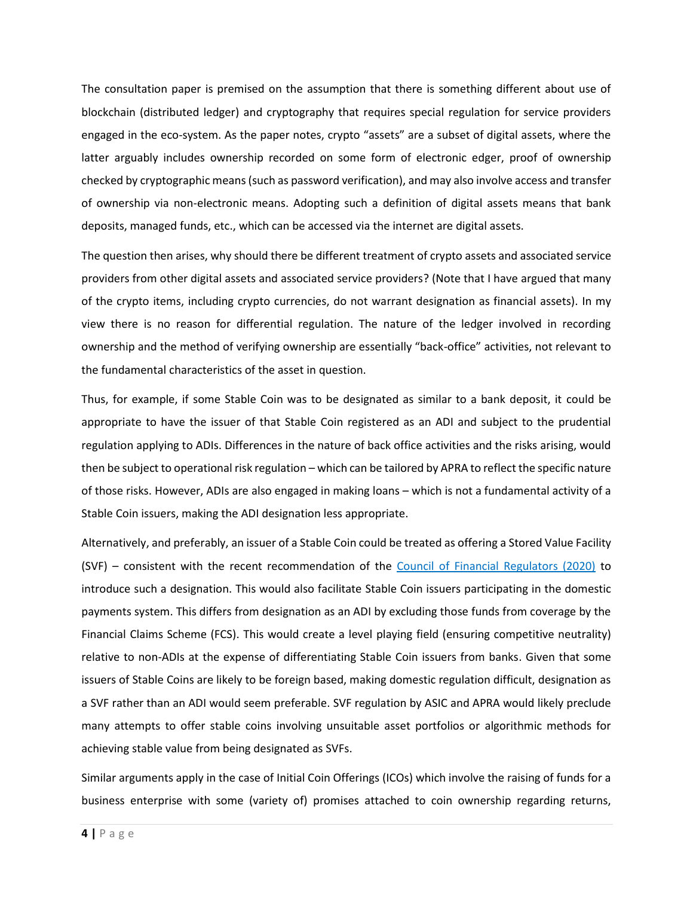The consultation paper is premised on the assumption that there is something different about use of blockchain (distributed ledger) and cryptography that requires special regulation for service providers engaged in the eco-system. As the paper notes, crypto "assets" are a subset of digital assets, where the latter arguably includes ownership recorded on some form of electronic edger, proof of ownership checked by cryptographic means (such as password verification), and may also involve access and transfer of ownership via non-electronic means. Adopting such a definition of digital assets means that bank deposits, managed funds, etc., which can be accessed via the internet are digital assets.

The question then arises, why should there be different treatment of crypto assets and associated service providers from other digital assets and associated service providers? (Note that I have argued that many of the crypto items, including crypto currencies, do not warrant designation as financial assets). In my view there is no reason for differential regulation. The nature of the ledger involved in recording ownership and the method of verifying ownership are essentially "back-office" activities, not relevant to the fundamental characteristics of the asset in question.

Thus, for example, if some Stable Coin was to be designated as similar to a bank deposit, it could be appropriate to have the issuer of that Stable Coin registered as an ADI and subject to the prudential regulation applying to ADIs. Differences in the nature of back office activities and the risks arising, would then be subject to operational risk regulation – which can be tailored by APRA to reflect the specific nature of those risks. However, ADIs are also engaged in making loans – which is not a fundamental activity of a Stable Coin issuers, making the ADI designation less appropriate.

Alternatively, and preferably, an issuer of a Stable Coin could be treated as offering a Stored Value Facility (SVF) – consistent with the recent recommendation of the [Council of Financial Regulators (2020)] to introduce such a designation. This would also facilitate Stable Coin issuers participating in the domestic payments system. This differs from designation as an ADI by excluding those funds from coverage by the Financial Claims Scheme (FCS). This would create a level playing field (ensuring competitive neutrality) relative to non-ADIs at the expense of differentiating Stable Coin issuers from banks. Given that some issuers of Stable Coins are likely to be foreign based, making domestic regulation difficult, designation as a SVF rather than an ADI would seem preferable. SVF regulation by ASIC and APRA would likely preclude many attempts to offer stable coins involving unsuitable asset portfolios or algorithmic methods for achieving stable value from being designated as SVFs.

Similar arguments apply in the case of Initial Coin Offerings (ICOs) which involve the raising of funds for a business enterprise with some (variety of) promises attached to coin ownership regarding returns,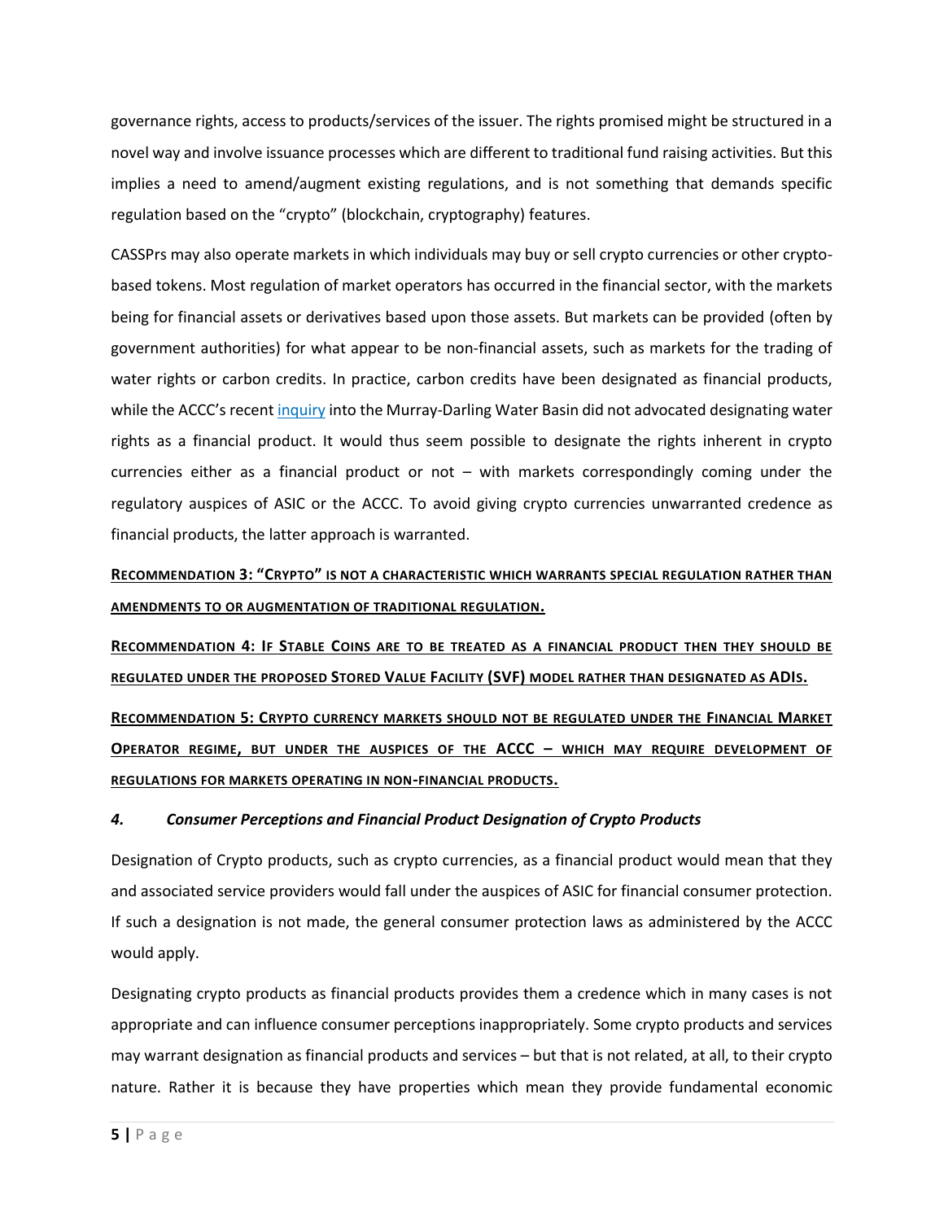governance rights, access to products/services of the issuer. The rights promised might be structured in a novel way and involve issuance processes which are different to traditional fund raising activities. But this implies a need to amend/augment existing regulations, and is not something that demands specific regulation based on the "crypto" (blockchain, cryptography) features.

CASSPrs may also operate markets in which individuals may buy or sell crypto currencies or other crypto-based tokens. Most regulation of market operators has occurred in the financial sector, with the markets being for financial assets or derivatives based upon those assets. But markets can be provided (often by government authorities) for what appear to be non-financial assets, such as markets for the trading of water rights or carbon credits. In practice, carbon credits have been designated as financial products, while the ACCC's recent [inquiry](#) into the Murray-Darling Water Basin did not advocated designating water rights as a financial product. It would thus seem possible to designate the rights inherent in crypto currencies either as a financial product or not – with markets correspondingly coming under the regulatory auspices of ASIC or the ACCC. To avoid giving crypto currencies unwarranted credence as financial products, the latter approach is warranted.

**RECOMMENDATION 3: "CRYPTO" IS NOT A CHARACTERISTIC WHICH WARRANTS SPECIAL REGULATION RATHER THAN AMENDMENTS TO OR AUGMENTATION OF TRADITIONAL REGULATION.**

**RECOMMENDATION 4: IF STABLE COINS ARE TO BE TREATED AS A FINANCIAL PRODUCT THEN THEY SHOULD BE REGULATED UNDER THE PROPOSED STORED VALUE FACILITY (SVF) MODEL RATHER THAN DESIGNATED AS ADIS.**

**RECOMMENDATION 5: CRYPTO CURRENCY MARKETS SHOULD NOT BE REGULATED UNDER THE FINANCIAL MARKET OPERATOR REGIME, BUT UNDER THE AUSPICES OF THE ACCC – WHICH MAY REQUIRE DEVELOPMENT OF REGULATIONS FOR MARKETS OPERATING IN NON-FINANCIAL PRODUCTS.**

### *4. Consumer Perceptions and Financial Product Designation of Crypto Products*

Designation of Crypto products, such as crypto currencies, as a financial product would mean that they and associated service providers would fall under the auspices of ASIC for financial consumer protection. If such a designation is not made, the general consumer protection laws as administered by the ACCC would apply.

Designating crypto products as financial products provides them a credence which in many cases is not appropriate and can influence consumer perceptions inappropriately. Some crypto products and services may warrant designation as financial products and services – but that is not related, at all, to their crypto nature. Rather it is because they have properties which mean they provide fundamental economic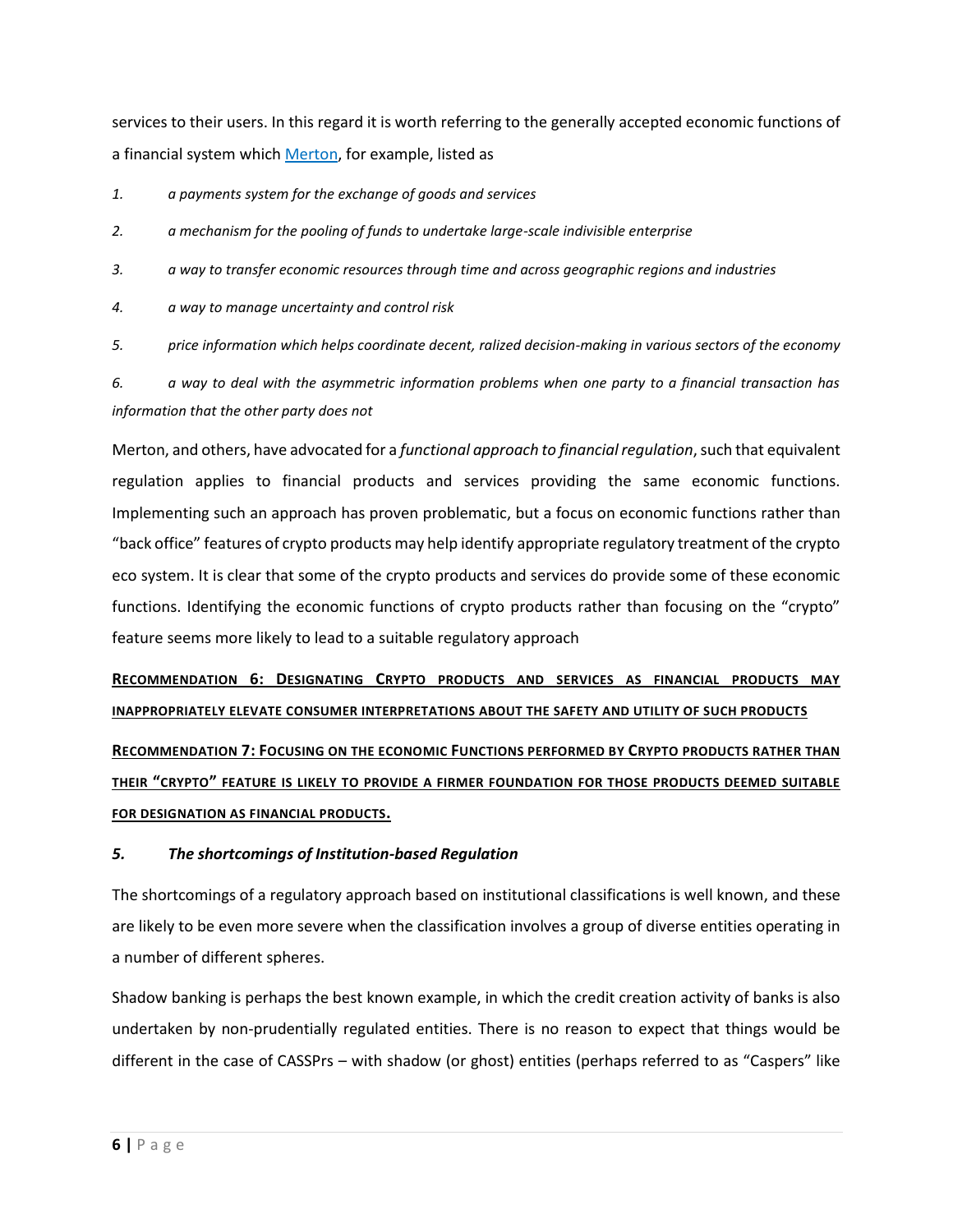services to their users. In this regard it is worth referring to the generally accepted economic functions of a financial system which [Merton](), for example, listed as

1. *a payments system for the exchange of goods and services*
2. *a mechanism for the pooling of funds to undertake large-scale indivisible enterprise*
3. *a way to transfer economic resources through time and across geographic regions and industries*
4. *a way to manage uncertainty and control risk*
5. *price information which helps coordinate decent, ralized decision-making in various sectors of the economy*
6. *a way to deal with the asymmetric information problems when one party to a financial transaction has information that the other party does not*

Merton, and others, have advocated for a *functional approach to financial regulation*, such that equivalent regulation applies to financial products and services providing the same economic functions. Implementing such an approach has proven problematic, but a focus on economic functions rather than "back office" features of crypto products may help identify appropriate regulatory treatment of the crypto eco system. It is clear that some of the crypto products and services do provide some of these economic functions. Identifying the economic functions of crypto products rather than focusing on the "crypto" feature seems more likely to lead to a suitable regulatory approach

**RECOMMENDATION 6: DESIGNATING CRYPTO PRODUCTS AND SERVICES AS FINANCIAL PRODUCTS MAY INAPPROPRIATELY ELEVATE CONSUMER INTERPRETATIONS ABOUT THE SAFETY AND UTILITY OF SUCH PRODUCTS**

**RECOMMENDATION 7: FOCUSING ON THE ECONOMIC FUNCTIONS PERFORMED BY CRYPTO PRODUCTS RATHER THAN THEIR "CRYPTO" FEATURE IS LIKELY TO PROVIDE A FIRMER FOUNDATION FOR THOSE PRODUCTS DEEMED SUITABLE FOR DESIGNATION AS FINANCIAL PRODUCTS.**

## *5. The shortcomings of Institution-based Regulation*

The shortcomings of a regulatory approach based on institutional classifications is well known, and these are likely to be even more severe when the classification involves a group of diverse entities operating in a number of different spheres.

Shadow banking is perhaps the best known example, in which the credit creation activity of banks is also undertaken by non-prudentially regulated entities. There is no reason to expect that things would be different in the case of CASSPrs – with shadow (or ghost) entities (perhaps referred to as "Caspers" like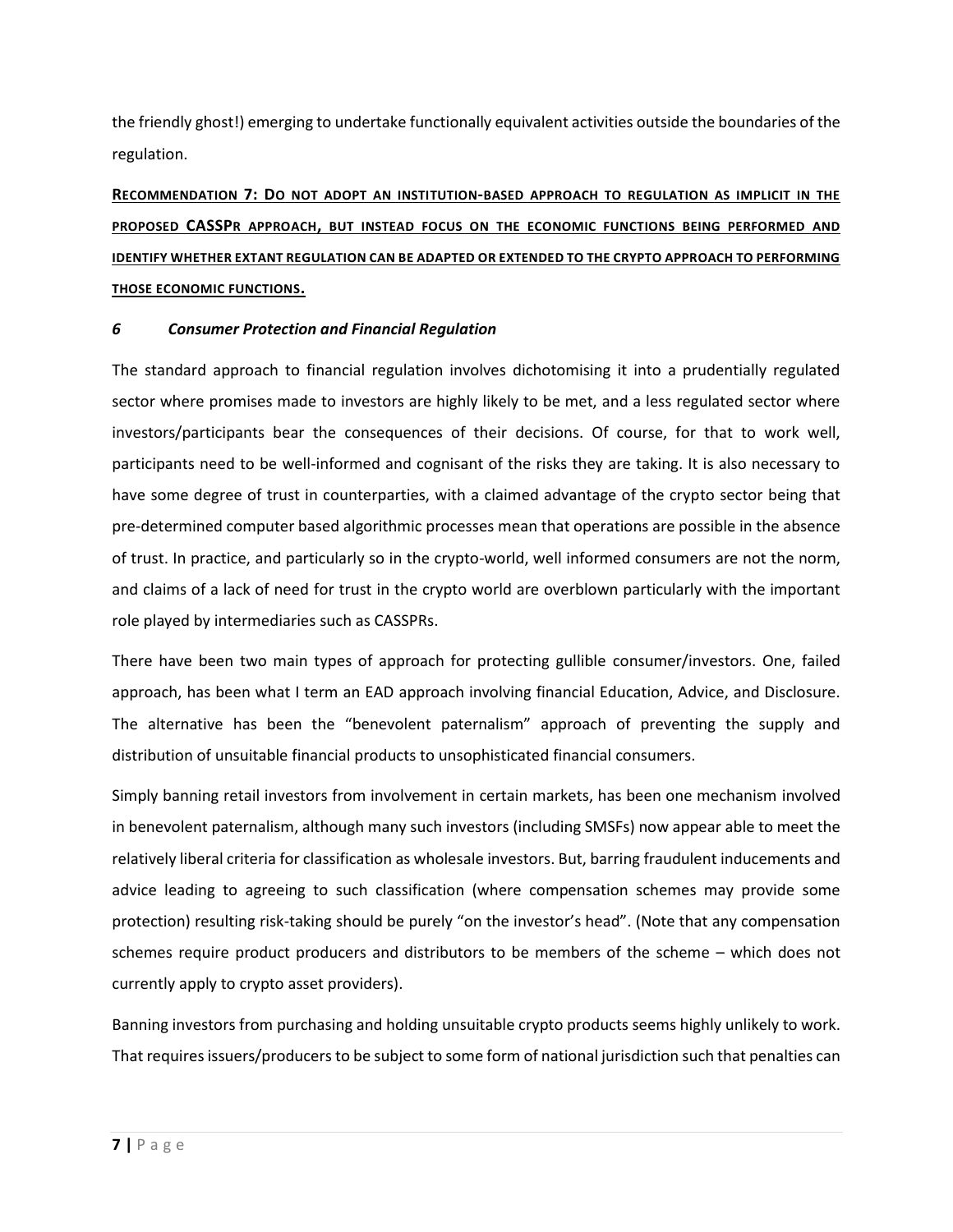the friendly ghost!) emerging to undertake functionally equivalent activities outside the boundaries of the regulation.

**<u>RECOMMENDATION 7: DO NOT ADOPT AN INSTITUTION-BASED APPROACH TO REGULATION AS IMPLICIT IN THE PROPOSED CASSPR APPROACH, BUT INSTEAD FOCUS ON THE ECONOMIC FUNCTIONS BEING PERFORMED AND IDENTIFY WHETHER EXTANT REGULATION CAN BE ADAPTED OR EXTENDED TO THE CRYPTO APPROACH TO PERFORMING THOSE ECONOMIC FUNCTIONS.</u>**

## *6 Consumer Protection and Financial Regulation*

The standard approach to financial regulation involves dichotomising it into a prudentially regulated sector where promises made to investors are highly likely to be met, and a less regulated sector where investors/participants bear the consequences of their decisions. Of course, for that to work well, participants need to be well-informed and cognisant of the risks they are taking. It is also necessary to have some degree of trust in counterparties, with a claimed advantage of the crypto sector being that pre-determined computer based algorithmic processes mean that operations are possible in the absence of trust. In practice, and particularly so in the crypto-world, well informed consumers are not the norm, and claims of a lack of need for trust in the crypto world are overblown particularly with the important role played by intermediaries such as CASSPRs.

There have been two main types of approach for protecting gullible consumer/investors. One, failed approach, has been what I term an EAD approach involving financial Education, Advice, and Disclosure. The alternative has been the "benevolent paternalism" approach of preventing the supply and distribution of unsuitable financial products to unsophisticated financial consumers.

Simply banning retail investors from involvement in certain markets, has been one mechanism involved in benevolent paternalism, although many such investors (including SMSFs) now appear able to meet the relatively liberal criteria for classification as wholesale investors. But, barring fraudulent inducements and advice leading to agreeing to such classification (where compensation schemes may provide some protection) resulting risk-taking should be purely "on the investor's head". (Note that any compensation schemes require product producers and distributors to be members of the scheme – which does not currently apply to crypto asset providers).

Banning investors from purchasing and holding unsuitable crypto products seems highly unlikely to work. That requires issuers/producers to be subject to some form of national jurisdiction such that penalties can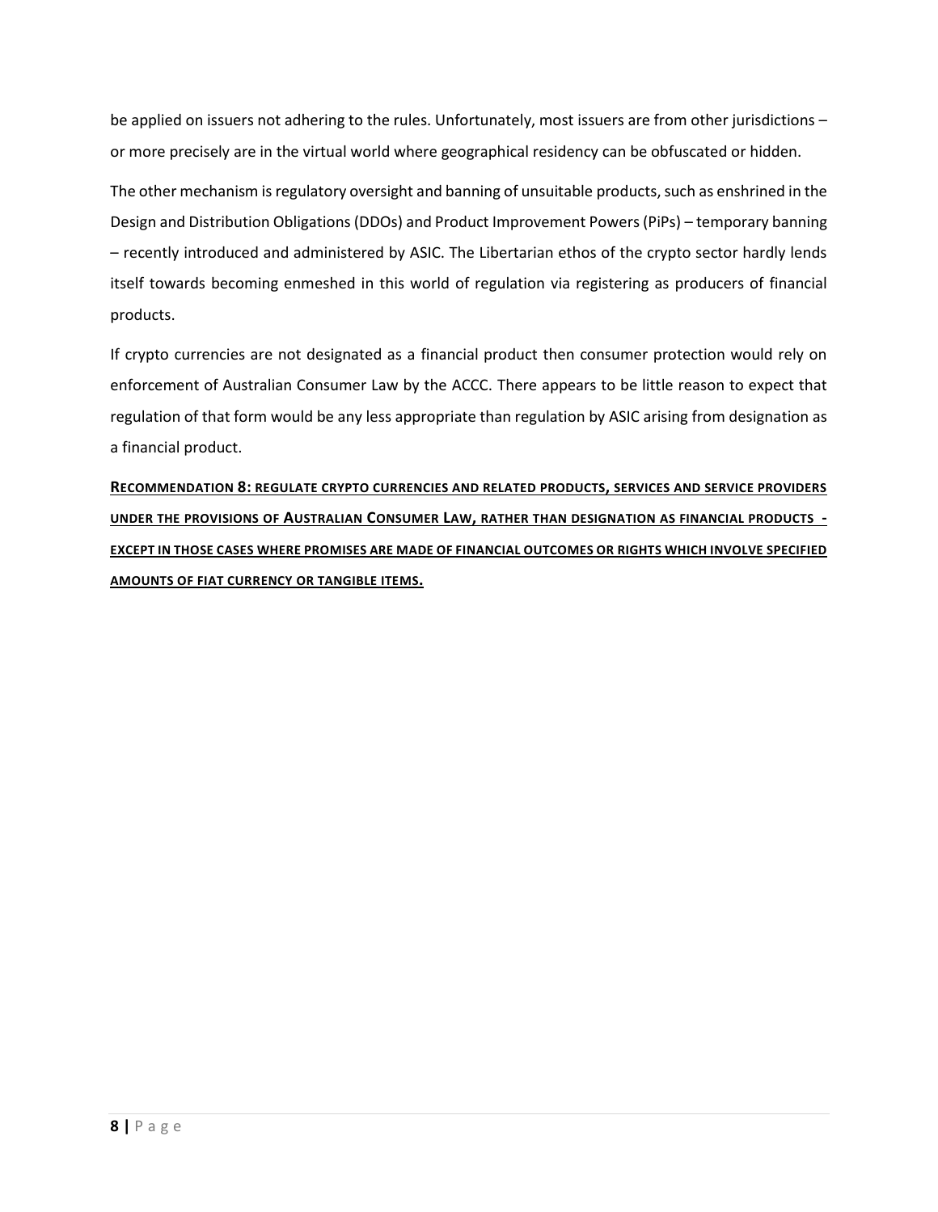be applied on issuers not adhering to the rules. Unfortunately, most issuers are from other jurisdictions – or more precisely are in the virtual world where geographical residency can be obfuscated or hidden.

The other mechanism is regulatory oversight and banning of unsuitable products, such as enshrined in the Design and Distribution Obligations (DDOs) and Product Improvement Powers (PiPs) – temporary banning – recently introduced and administered by ASIC. The Libertarian ethos of the crypto sector hardly lends itself towards becoming enmeshed in this world of regulation via registering as producers of financial products.

If crypto currencies are not designated as a financial product then consumer protection would rely on enforcement of Australian Consumer Law by the ACCC. There appears to be little reason to expect that regulation of that form would be any less appropriate than regulation by ASIC arising from designation as a financial product.

**RECOMMENDATION 8: REGULATE CRYPTO CURRENCIES AND RELATED PRODUCTS, SERVICES AND SERVICE PROVIDERS UNDER THE PROVISIONS OF AUSTRALIAN CONSUMER LAW, RATHER THAN DESIGNATION AS FINANCIAL PRODUCTS - EXCEPT IN THOSE CASES WHERE PROMISES ARE MADE OF FINANCIAL OUTCOMES OR RIGHTS WHICH INVOLVE SPECIFIED AMOUNTS OF FIAT CURRENCY OR TANGIBLE ITEMS.**